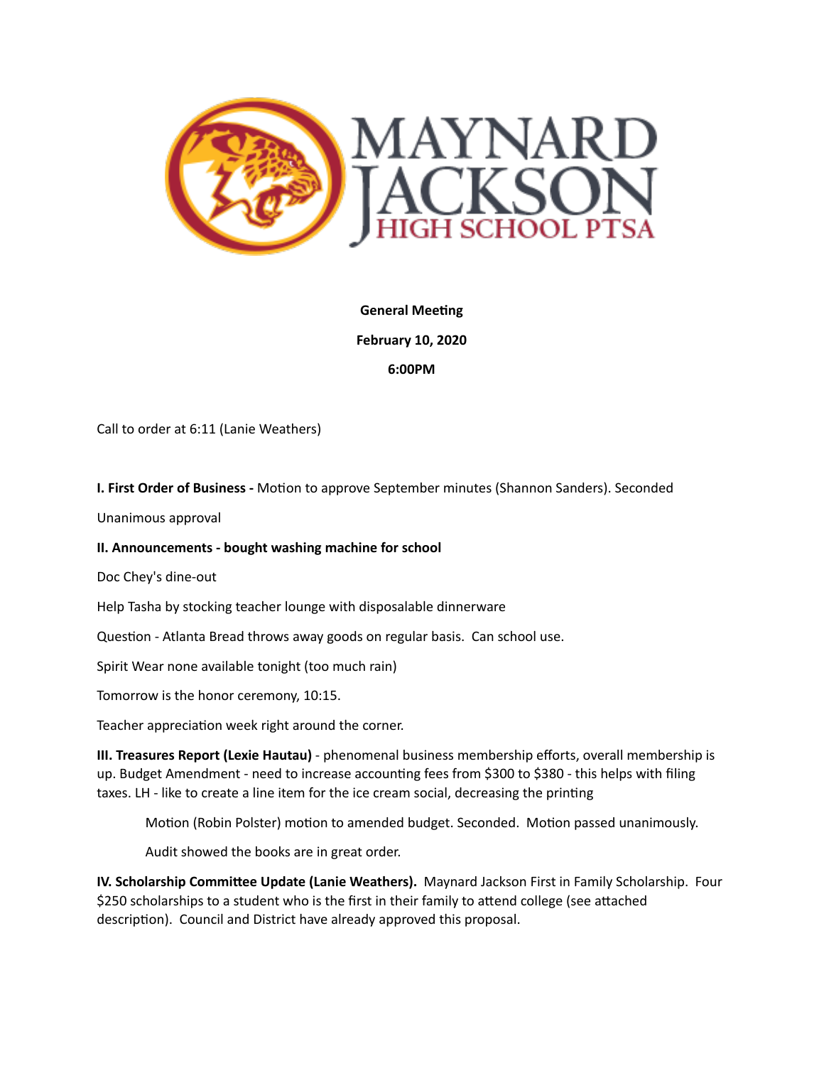# MAYNARD JACKSON HIGH SCHOOL PTSA

**General Meeting**

**February 10, 2020**

**6:00PM**

Call to order at 6:11 (Lanie Weathers)

**I. First Order of Business -** Motion to approve September minutes (Shannon Sanders). Seconded

Unanimous approval

**II. Announcements - bought washing machine for school**

Doc Chey's dine-out

Help Tasha by stocking teacher lounge with disposalable dinnerware

Question - Atlanta Bread throws away goods on regular basis. Can school use.

Spirit Wear none available tonight (too much rain)

Tomorrow is the honor ceremony, 10:15.

Teacher appreciation week right around the corner.

**III. Treasures Report (Lexie Hautau)** - phenomenal business membership efforts, overall membership is up. Budget Amendment - need to increase accounting fees from $300 to $380 - this helps with filing taxes. LH - like to create a line item for the ice cream social, decreasing the printing

> Motion (Robin Polster) motion to amended budget. Seconded. Motion passed unanimously.
>
> Audit showed the books are in great order.

**IV. Scholarship Committee Update (Lanie Weathers).** Maynard Jackson First in Family Scholarship. Four $250 scholarships to a student who is the first in their family to attend college (see attached description). Council and District have already approved this proposal.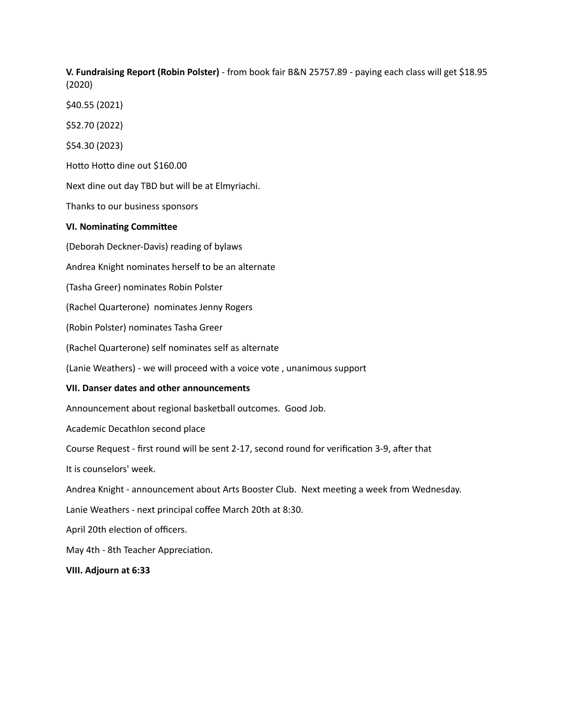**V. Fundraising Report (Robin Polster)** - from book fair B&N 25757.89 - paying each class will get $18.95 (2020)

$40.55 (2021)

$52.70 (2022)

$54.30 (2023)

Hotto Hotto dine out $160.00

Next dine out day TBD but will be at Elmyriachi.

Thanks to our business sponsors

**VI. Nominating Committee**

(Deborah Deckner-Davis) reading of bylaws

Andrea Knight nominates herself to be an alternate

(Tasha Greer) nominates Robin Polster

(Rachel Quarterone) nominates Jenny Rogers

(Robin Polster) nominates Tasha Greer

(Rachel Quarterone) self nominates self as alternate

(Lanie Weathers) - we will proceed with a voice vote , unanimous support

**VII. Danser dates and other announcements**

Announcement about regional basketball outcomes. Good Job.

Academic Decathlon second place

Course Request - first round will be sent 2-17, second round for verification 3-9, after that

It is counselors' week.

Andrea Knight - announcement about Arts Booster Club. Next meeting a week from Wednesday.

Lanie Weathers - next principal coffee March 20th at 8:30.

April 20th election of officers.

May 4th - 8th Teacher Appreciation.

**VIII. Adjourn at 6:33**